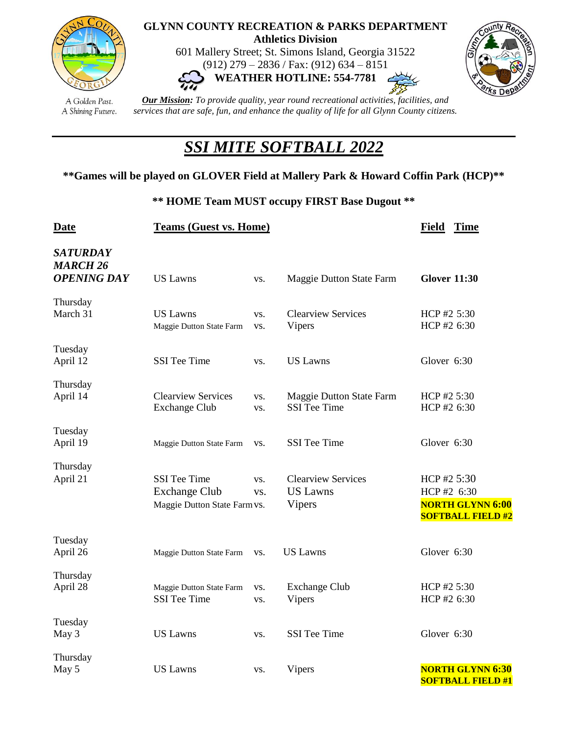**GLYNN COUNTY RECREATION & PARKS DEPARTMENT**
**Athletics Division**
601 Mallery Street; St. Simons Island, Georgia 31522
(912) 279 – 2836 / Fax: (912) 634 – 8151
**WEATHER HOTLINE: 554-7781**

A Golden Past. A Shining Future.

***Our Mission:*** *To provide quality, year round recreational activities, facilities, and services that are safe, fun, and enhance the quality of life for all Glynn County citizens.*

# *SSI MITE SOFTBALL 2022*

**\*\*Games will be played on GLOVER Field at Mallery Park & Howard Coffin Park (HCP)\*\***

**\*\* HOME Team MUST occupy FIRST Base Dugout \*\***

| Date | Teams (Guest vs. Home) | | | Field Time |
|---|---|---|---|---|
| ***SATURDAY MARCH 26 OPENING DAY*** | US Lawns | vs. | Maggie Dutton State Farm | **Glover 11:30** |
| Thursday March 31 | US Lawns | vs. | Clearview Services | HCP #2 5:30 |
| | Maggie Dutton State Farm | vs. | Vipers | HCP #2 6:30 |
| Tuesday April 12 | SSI Tee Time | vs. | US Lawns | Glover 6:30 |
| Thursday April 14 | Clearview Services | vs. | Maggie Dutton State Farm | HCP #2 5:30 |
| | Exchange Club | vs. | SSI Tee Time | HCP #2 6:30 |
| Tuesday April 19 | Maggie Dutton State Farm | vs. | SSI Tee Time | Glover 6:30 |
| Thursday April 21 | SSI Tee Time | vs. | Clearview Services | HCP #2 5:30 |
| | Exchange Club | vs. | US Lawns | HCP #2 6:30 |
| | Maggie Dutton State Farm | vs. | Vipers | **NORTH GLYNN 6:00 SOFTBALL FIELD #2** |
| Tuesday April 26 | Maggie Dutton State Farm | vs. | US Lawns | Glover 6:30 |
| Thursday April 28 | Maggie Dutton State Farm | vs. | Exchange Club | HCP #2 5:30 |
| | SSI Tee Time | vs. | Vipers | HCP #2 6:30 |
| Tuesday May 3 | US Lawns | vs. | SSI Tee Time | Glover 6:30 |
| Thursday May 5 | US Lawns | vs. | Vipers | **NORTH GLYNN 6:30 SOFTBALL FIELD #1** |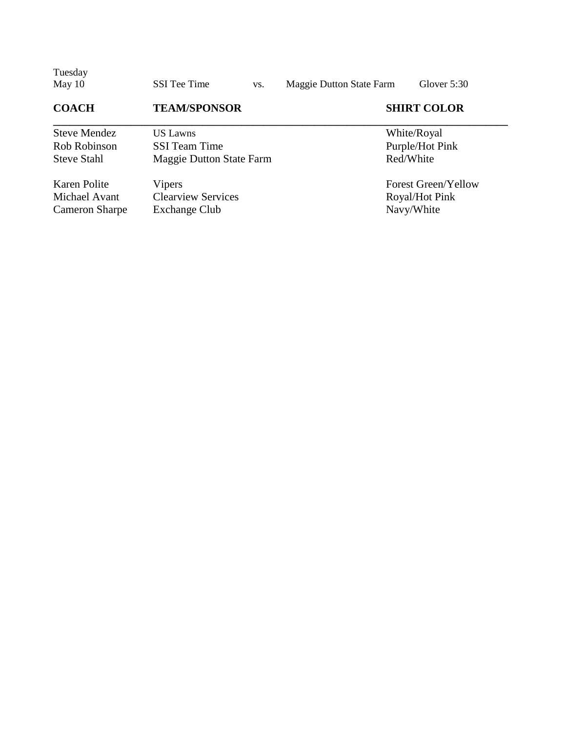| | | | | |
|---|---|---|---|---|
| Tuesday May 10 | SSI Tee Time | vs. | Maggie Dutton State Farm | Glover 5:30 |

| COACH | TEAM/SPONSOR | SHIRT COLOR |
|---|---|---|
| Steve Mendez | US Lawns | White/Royal |
| Rob Robinson | SSI Team Time | Purple/Hot Pink |
| Steve Stahl | Maggie Dutton State Farm | Red/White |
| Karen Polite | Vipers | Forest Green/Yellow |
| Michael Avant | Clearview Services | Royal/Hot Pink |
| Cameron Sharpe | Exchange Club | Navy/White |